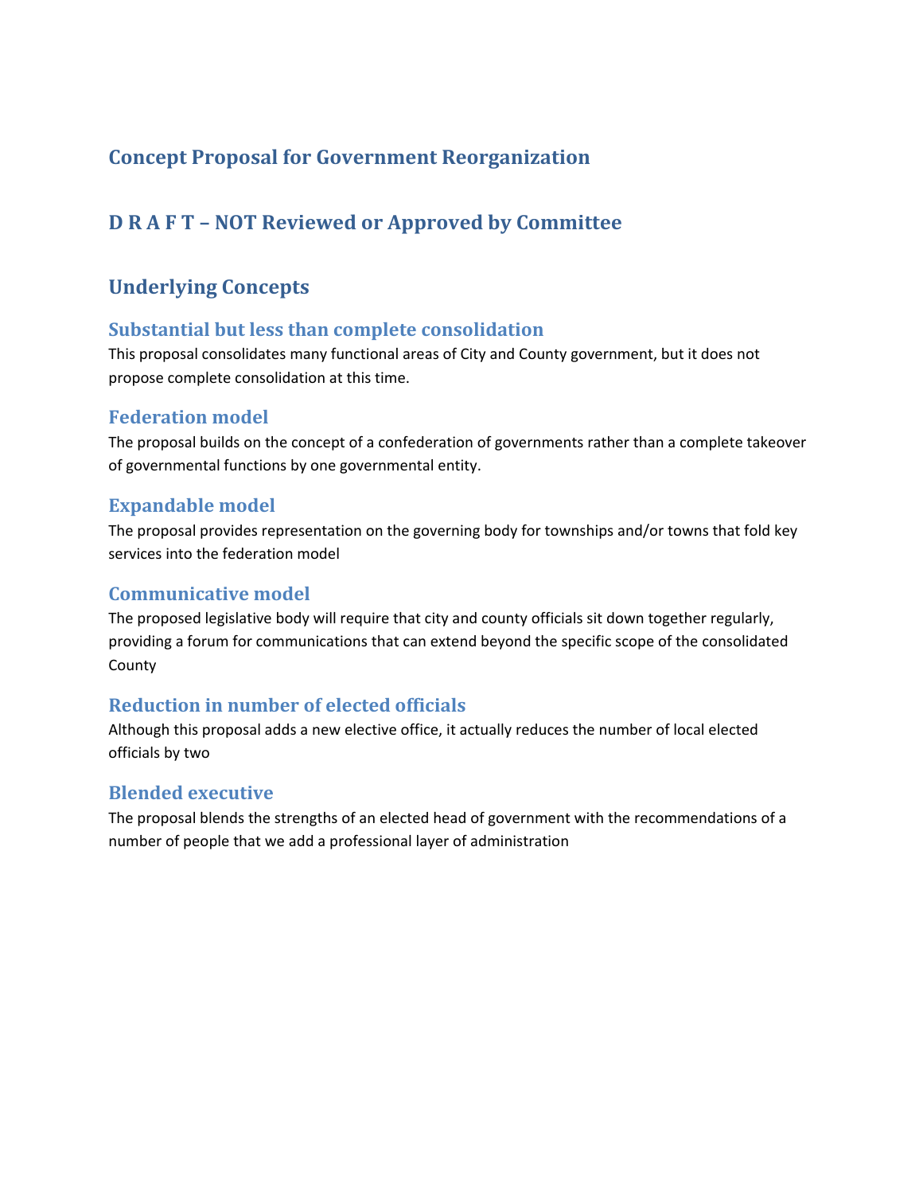## Concept Proposal for Government Reorganization

## D R A F T – NOT Reviewed or Approved by Committee

## Underlying Concepts

### Substantial but less than complete consolidation

This proposal consolidates many functional areas of City and County government, but it does not propose complete consolidation at this time.

### Federation model

The proposal builds on the concept of a confederation of governments rather than a complete takeover of governmental functions by one governmental entity.

### Expandable model

The proposal provides representation on the governing body for townships and/or towns that fold key services into the federation model

### Communicative model

The proposed legislative body will require that city and county officials sit down together regularly, providing a forum for communications that can extend beyond the specific scope of the consolidated County

### Reduction in number of elected officials

Although this proposal adds a new elective office, it actually reduces the number of local elected officials by two

### Blended executive

The proposal blends the strengths of an elected head of government with the recommendations of a number of people that we add a professional layer of administration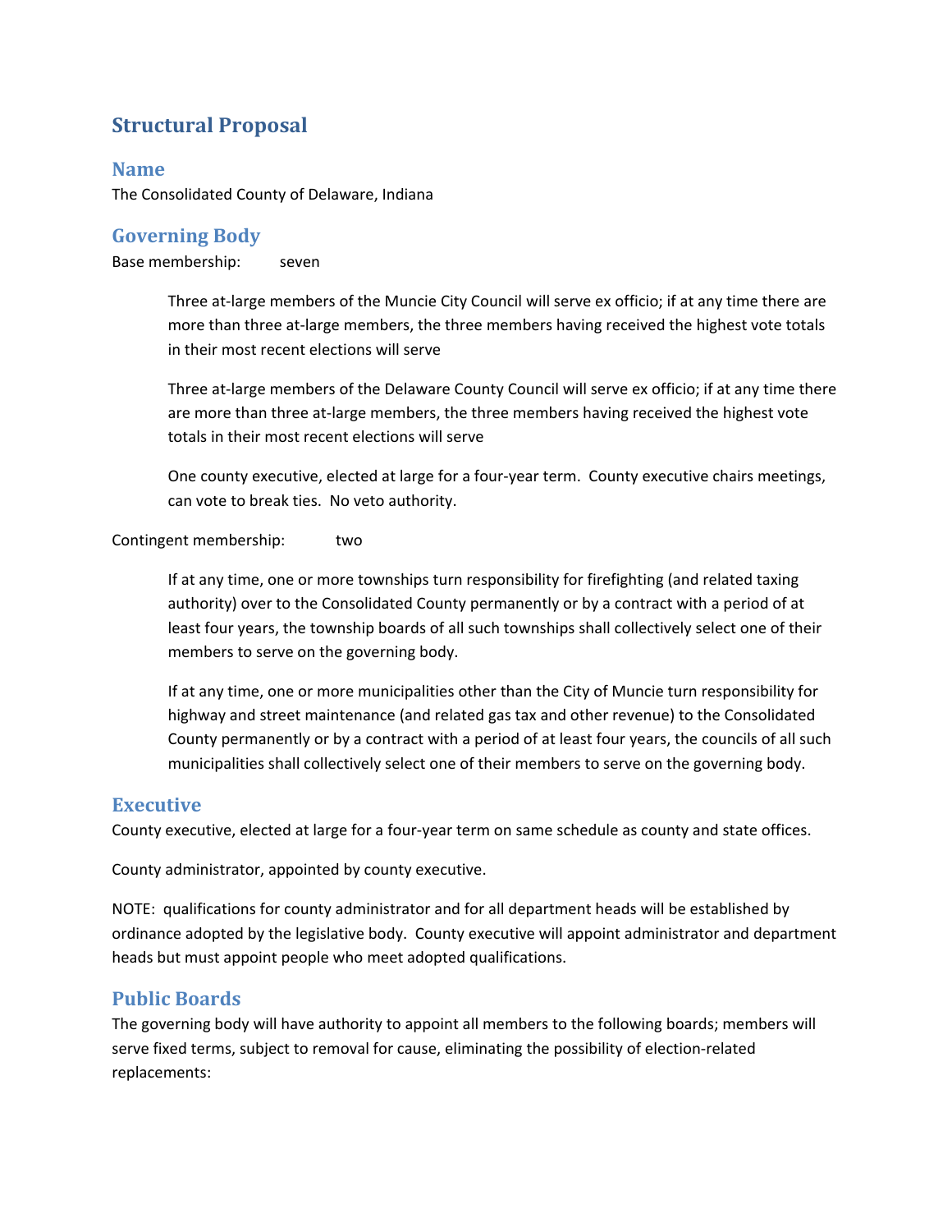# Structural Proposal

## Name

The Consolidated County of Delaware, Indiana

## Governing Body

Base membership: seven

> Three at-large members of the Muncie City Council will serve ex officio; if at any time there are more than three at-large members, the three members having received the highest vote totals in their most recent elections will serve
>
> Three at-large members of the Delaware County Council will serve ex officio; if at any time there are more than three at-large members, the three members having received the highest vote totals in their most recent elections will serve
>
> One county executive, elected at large for a four-year term. County executive chairs meetings, can vote to break ties. No veto authority.

Contingent membership: two

> If at any time, one or more townships turn responsibility for firefighting (and related taxing authority) over to the Consolidated County permanently or by a contract with a period of at least four years, the township boards of all such townships shall collectively select one of their members to serve on the governing body.
>
> If at any time, one or more municipalities other than the City of Muncie turn responsibility for highway and street maintenance (and related gas tax and other revenue) to the Consolidated County permanently or by a contract with a period of at least four years, the councils of all such municipalities shall collectively select one of their members to serve on the governing body.

## Executive

County executive, elected at large for a four-year term on same schedule as county and state offices.

County administrator, appointed by county executive.

NOTE: qualifications for county administrator and for all department heads will be established by ordinance adopted by the legislative body. County executive will appoint administrator and department heads but must appoint people who meet adopted qualifications.

## Public Boards

The governing body will have authority to appoint all members to the following boards; members will serve fixed terms, subject to removal for cause, eliminating the possibility of election-related replacements: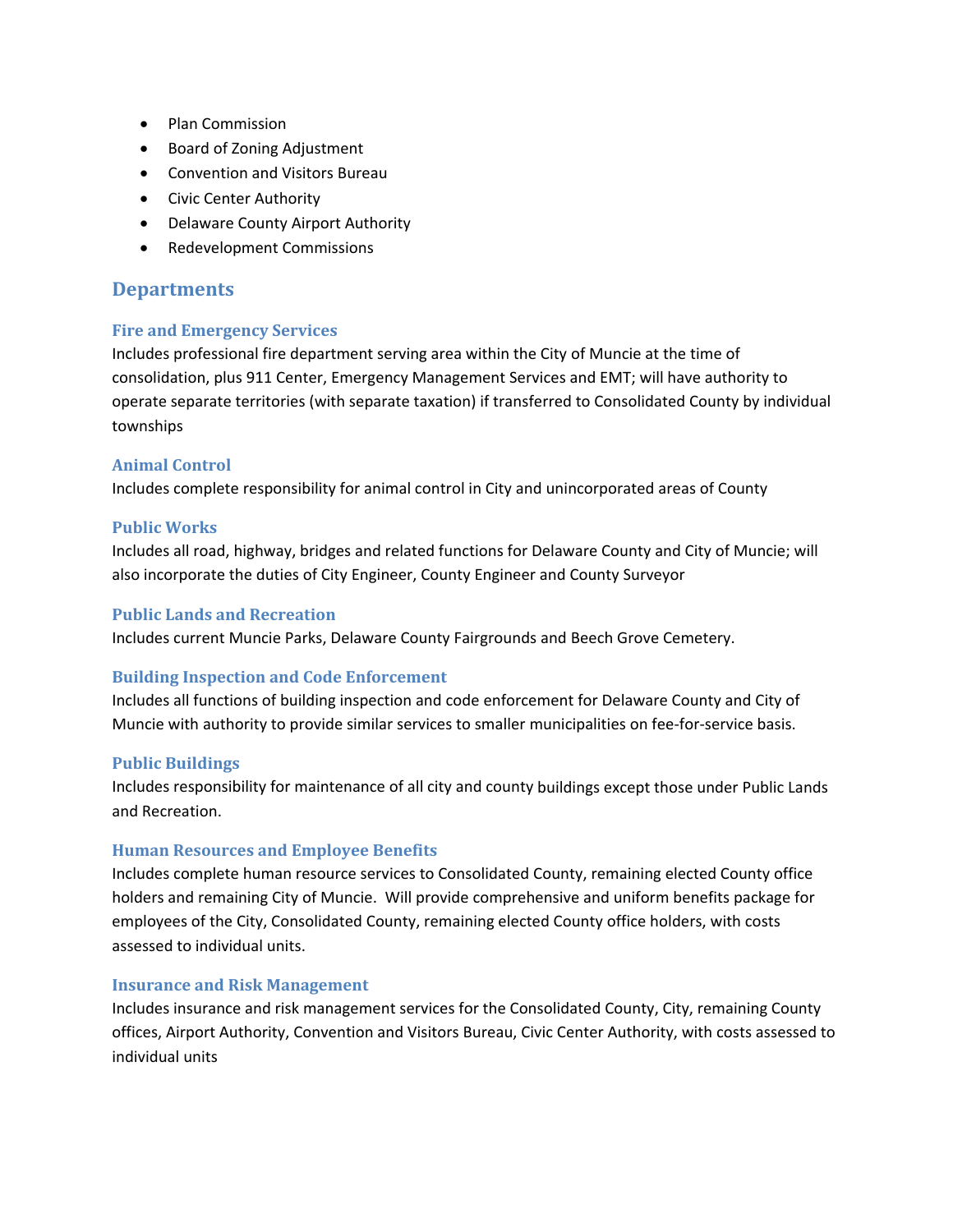- Plan Commission
- Board of Zoning Adjustment
- Convention and Visitors Bureau
- Civic Center Authority
- Delaware County Airport Authority
- Redevelopment Commissions

## Departments

### Fire and Emergency Services

Includes professional fire department serving area within the City of Muncie at the time of consolidation, plus 911 Center, Emergency Management Services and EMT; will have authority to operate separate territories (with separate taxation) if transferred to Consolidated County by individual townships

### Animal Control

Includes complete responsibility for animal control in City and unincorporated areas of County

### Public Works

Includes all road, highway, bridges and related functions for Delaware County and City of Muncie; will also incorporate the duties of City Engineer, County Engineer and County Surveyor

### Public Lands and Recreation

Includes current Muncie Parks, Delaware County Fairgrounds and Beech Grove Cemetery.

### Building Inspection and Code Enforcement

Includes all functions of building inspection and code enforcement for Delaware County and City of Muncie with authority to provide similar services to smaller municipalities on fee-for-service basis.

### Public Buildings

Includes responsibility for maintenance of all city and county buildings except those under Public Lands and Recreation.

### Human Resources and Employee Benefits

Includes complete human resource services to Consolidated County, remaining elected County office holders and remaining City of Muncie. Will provide comprehensive and uniform benefits package for employees of the City, Consolidated County, remaining elected County office holders, with costs assessed to individual units.

### Insurance and Risk Management

Includes insurance and risk management services for the Consolidated County, City, remaining County offices, Airport Authority, Convention and Visitors Bureau, Civic Center Authority, with costs assessed to individual units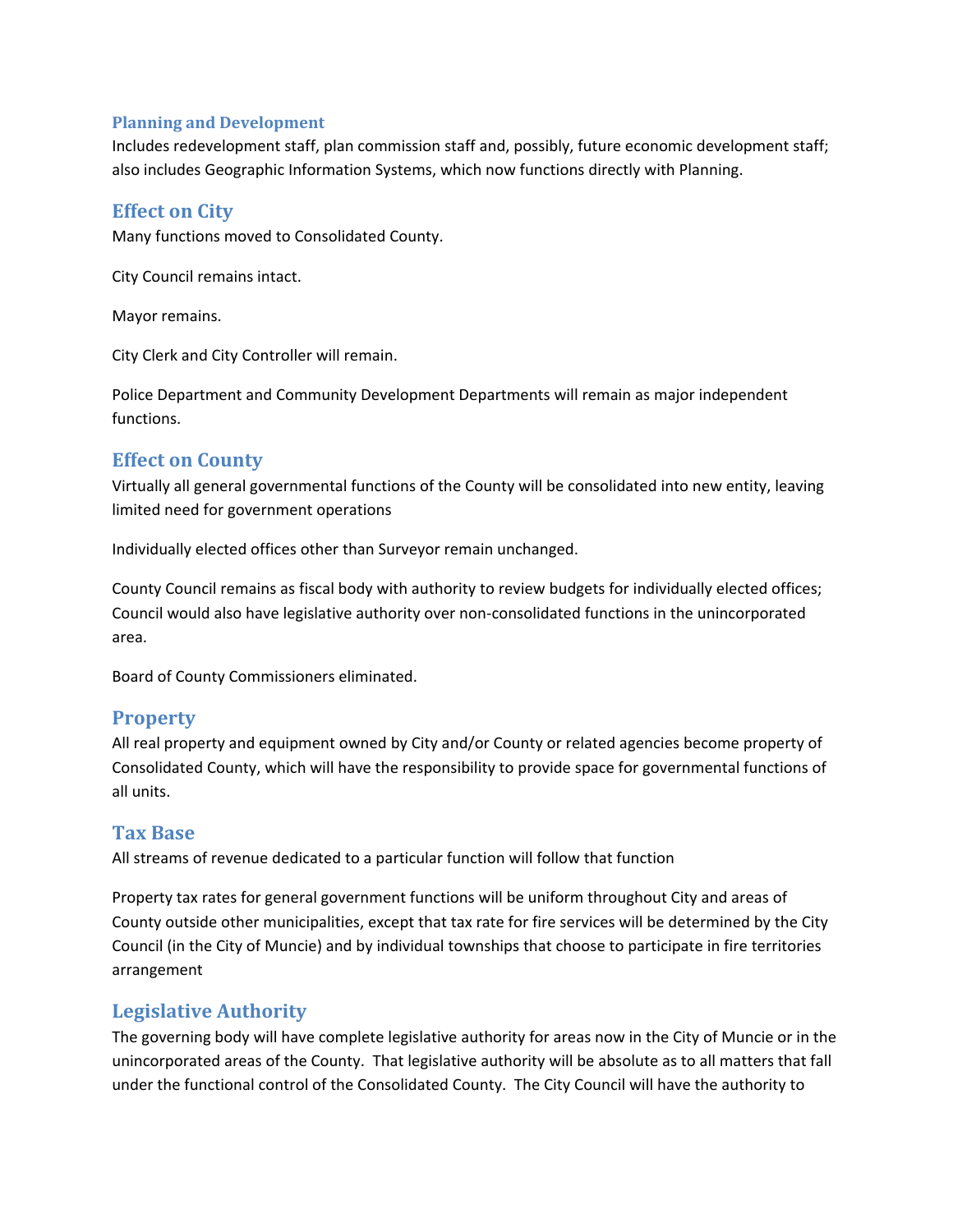### Planning and Development

Includes redevelopment staff, plan commission staff and, possibly, future economic development staff; also includes Geographic Information Systems, which now functions directly with Planning.

## Effect on City

Many functions moved to Consolidated County.

City Council remains intact.

Mayor remains.

City Clerk and City Controller will remain.

Police Department and Community Development Departments will remain as major independent functions.

## Effect on County

Virtually all general governmental functions of the County will be consolidated into new entity, leaving limited need for government operations

Individually elected offices other than Surveyor remain unchanged.

County Council remains as fiscal body with authority to review budgets for individually elected offices; Council would also have legislative authority over non-consolidated functions in the unincorporated area.

Board of County Commissioners eliminated.

## Property

All real property and equipment owned by City and/or County or related agencies become property of Consolidated County, which will have the responsibility to provide space for governmental functions of all units.

## Tax Base

All streams of revenue dedicated to a particular function will follow that function

Property tax rates for general government functions will be uniform throughout City and areas of County outside other municipalities, except that tax rate for fire services will be determined by the City Council (in the City of Muncie) and by individual townships that choose to participate in fire territories arrangement

## Legislative Authority

The governing body will have complete legislative authority for areas now in the City of Muncie or in the unincorporated areas of the County. That legislative authority will be absolute as to all matters that fall under the functional control of the Consolidated County. The City Council will have the authority to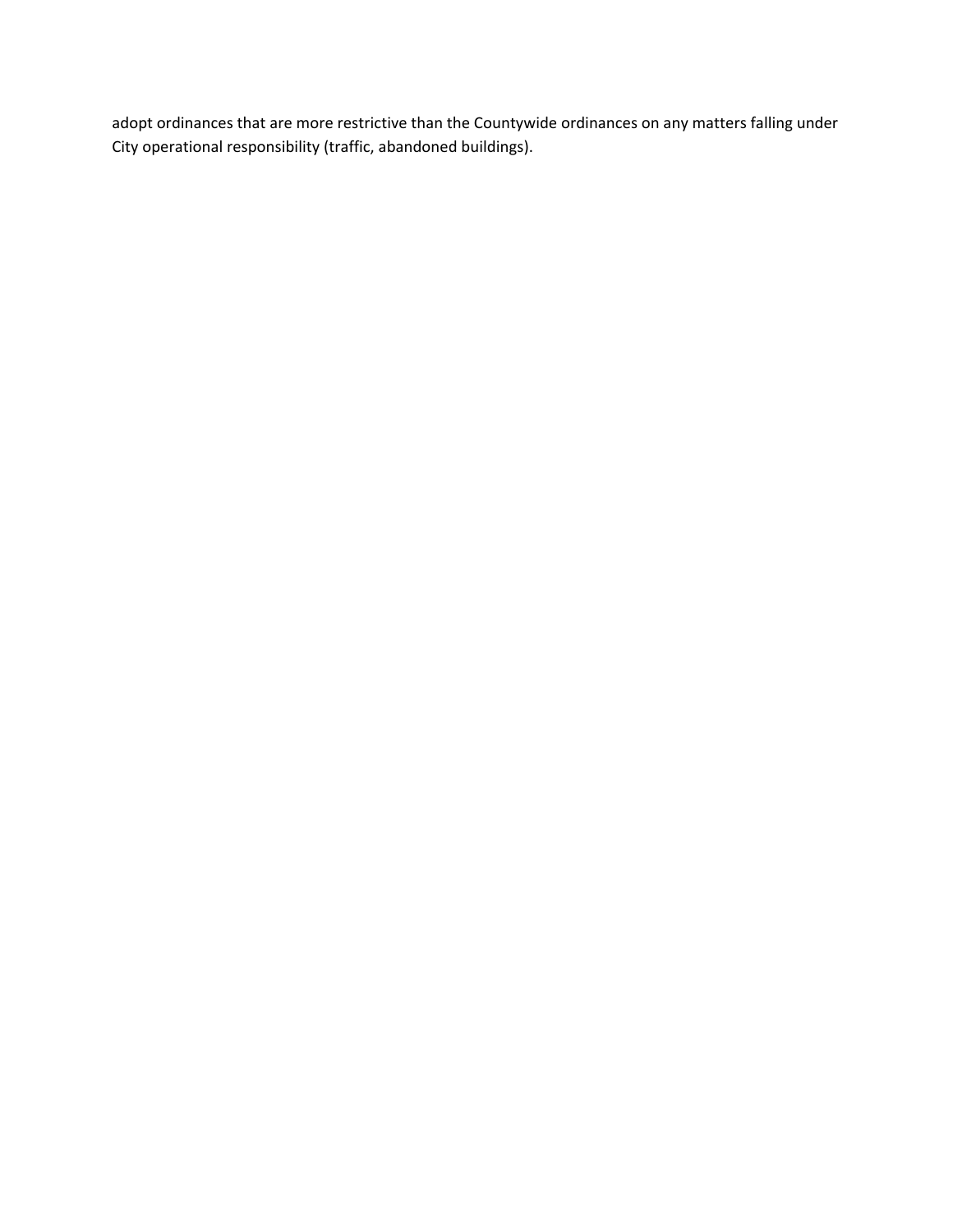adopt ordinances that are more restrictive than the Countywide ordinances on any matters falling under City operational responsibility (traffic, abandoned buildings).